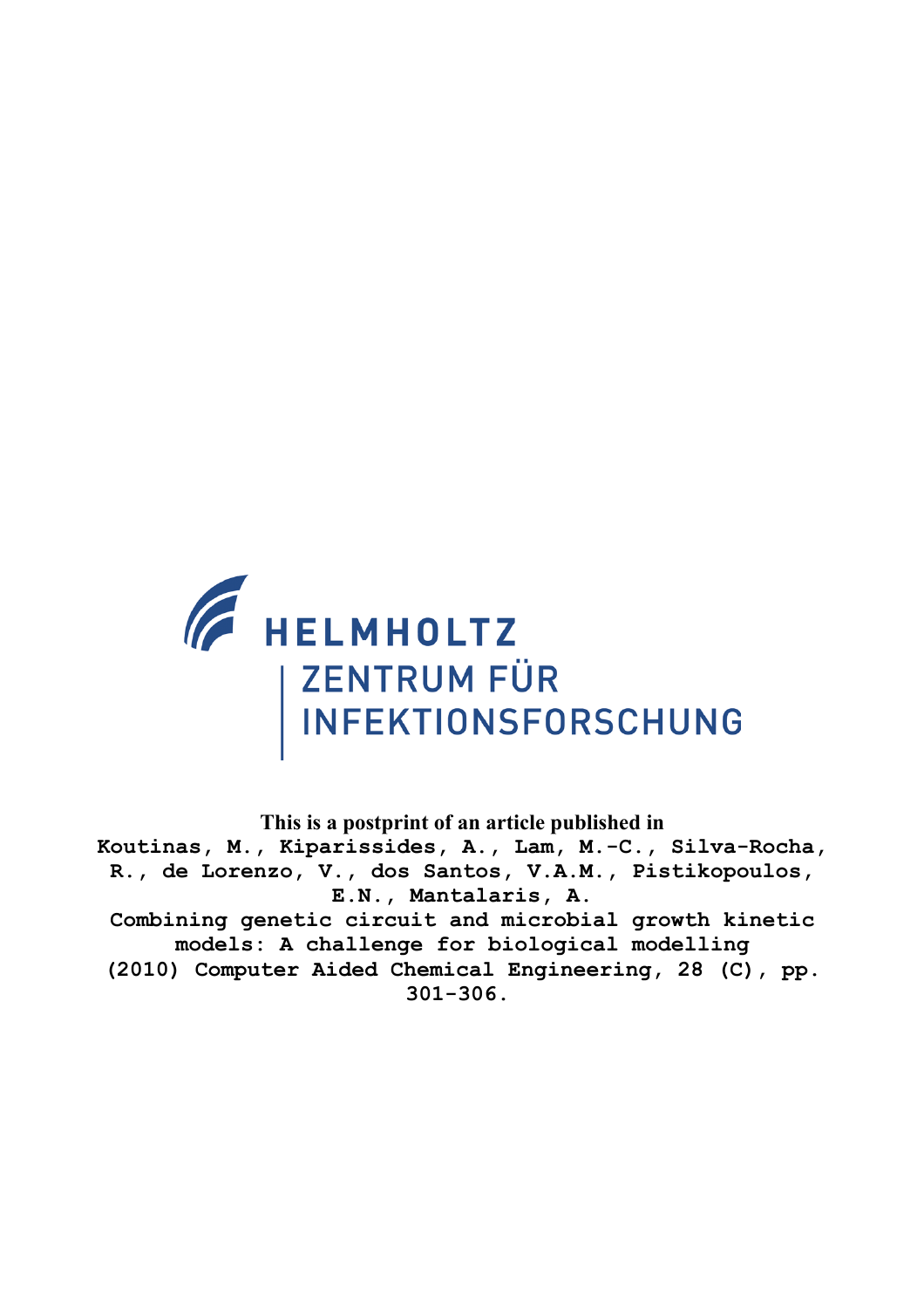HELMHOLTZ

ZENTRUM FÜR INFEKTIONSFORSCHUNG

**This is a postprint of an article published in**

Koutinas, M., Kiparissides, A., Lam, M.-C., Silva-Rocha, R., de Lorenzo, V., dos Santos, V.A.M., Pistikopoulos, E.N., Mantalaris, A.

Combining genetic circuit and microbial growth kinetic models: A challenge for biological modelling

(2010) Computer Aided Chemical Engineering, 28 (C), pp. 301-306.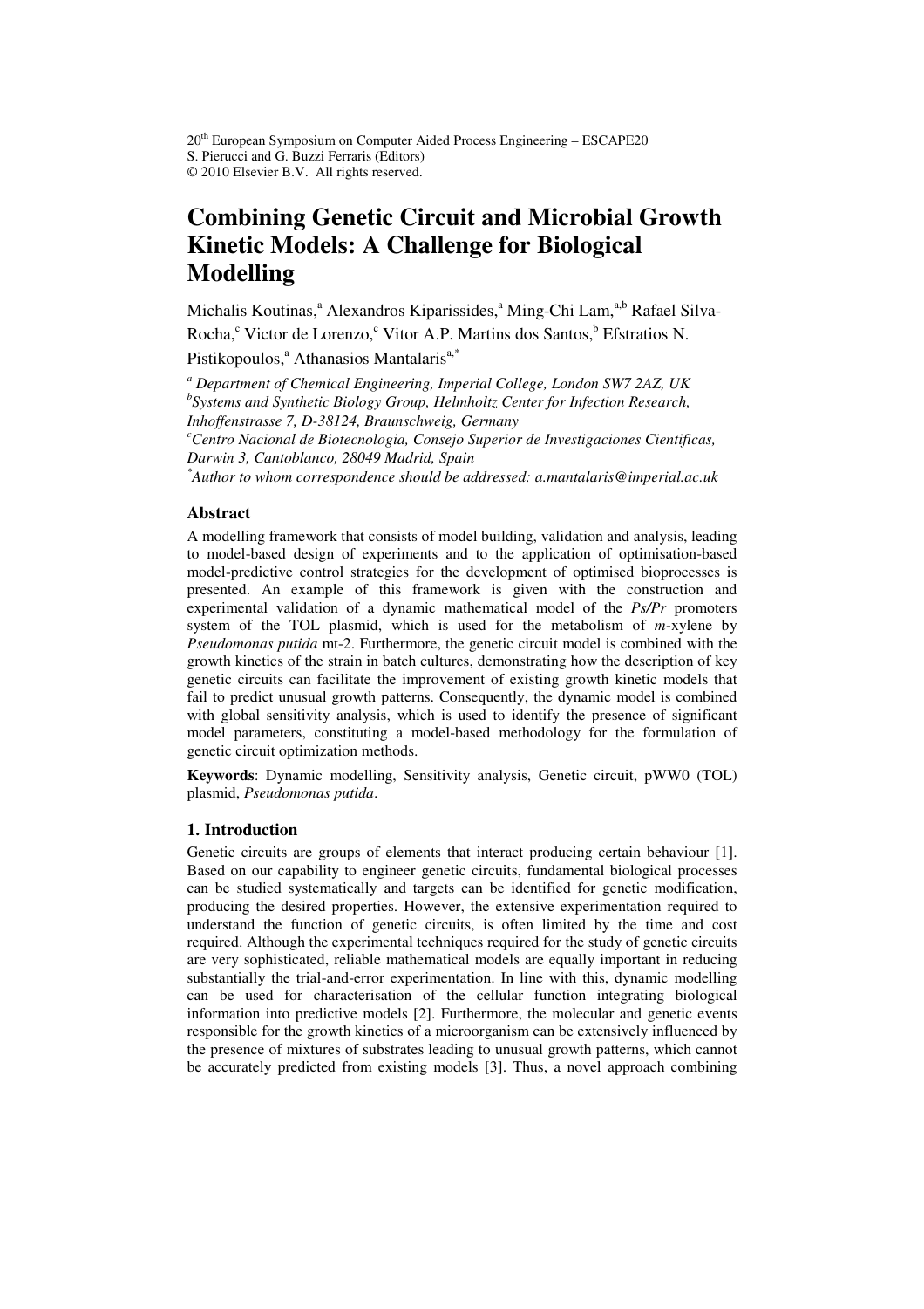20[th] European Symposium on Computer Aided Process Engineering – ESCAPE20
S. Pierucci and G. Buzzi Ferraris (Editors)
© 2010 Elsevier B.V. All rights reserved.

# Combining Genetic Circuit and Microbial Growth Kinetic Models: A Challenge for Biological Modelling

Michalis Koutinas,[a] Alexandros Kiparissides,[a] Ming-Chi Lam,[a,b] Rafael Silva-Rocha,[c] Victor de Lorenzo,[c] Vitor A.P. Martins dos Santos,[b] Efstratios N. Pistikopoulos,[a] Athanasios Mantalaris[a,*]

[a] *Department of Chemical Engineering, Imperial College, London SW7 2AZ, UK*
[b] *Systems and Synthetic Biology Group, Helmholtz Center for Infection Research, Inhoffenstrasse 7, D-38124, Braunschweig, Germany*
[c] *Centro Nacional de Biotecnologia, Consejo Superior de Investigaciones Cientificas, Darwin 3, Cantoblanco, 28049 Madrid, Spain*
[*] *Author to whom correspondence should be addressed: a.mantalaris@imperial.ac.uk*

## Abstract

A modelling framework that consists of model building, validation and analysis, leading to model-based design of experiments and to the application of optimisation-based model-predictive control strategies for the development of optimised bioprocesses is presented. An example of this framework is given with the construction and experimental validation of a dynamic mathematical model of the *Ps/Pr* promoters system of the TOL plasmid, which is used for the metabolism of *m*-xylene by *Pseudomonas putida* mt-2. Furthermore, the genetic circuit model is combined with the growth kinetics of the strain in batch cultures, demonstrating how the description of key genetic circuits can facilitate the improvement of existing growth kinetic models that fail to predict unusual growth patterns. Consequently, the dynamic model is combined with global sensitivity analysis, which is used to identify the presence of significant model parameters, constituting a model-based methodology for the formulation of genetic circuit optimization methods.

**Keywords**: Dynamic modelling, Sensitivity analysis, Genetic circuit, pWW0 (TOL) plasmid, *Pseudomonas putida*.

## 1. Introduction

Genetic circuits are groups of elements that interact producing certain behaviour [1]. Based on our capability to engineer genetic circuits, fundamental biological processes can be studied systematically and targets can be identified for genetic modification, producing the desired properties. However, the extensive experimentation required to understand the function of genetic circuits, is often limited by the time and cost required. Although the experimental techniques required for the study of genetic circuits are very sophisticated, reliable mathematical models are equally important in reducing substantially the trial-and-error experimentation. In line with this, dynamic modelling can be used for characterisation of the cellular function integrating biological information into predictive models [2]. Furthermore, the molecular and genetic events responsible for the growth kinetics of a microorganism can be extensively influenced by the presence of mixtures of substrates leading to unusual growth patterns, which cannot be accurately predicted from existing models [3]. Thus, a novel approach combining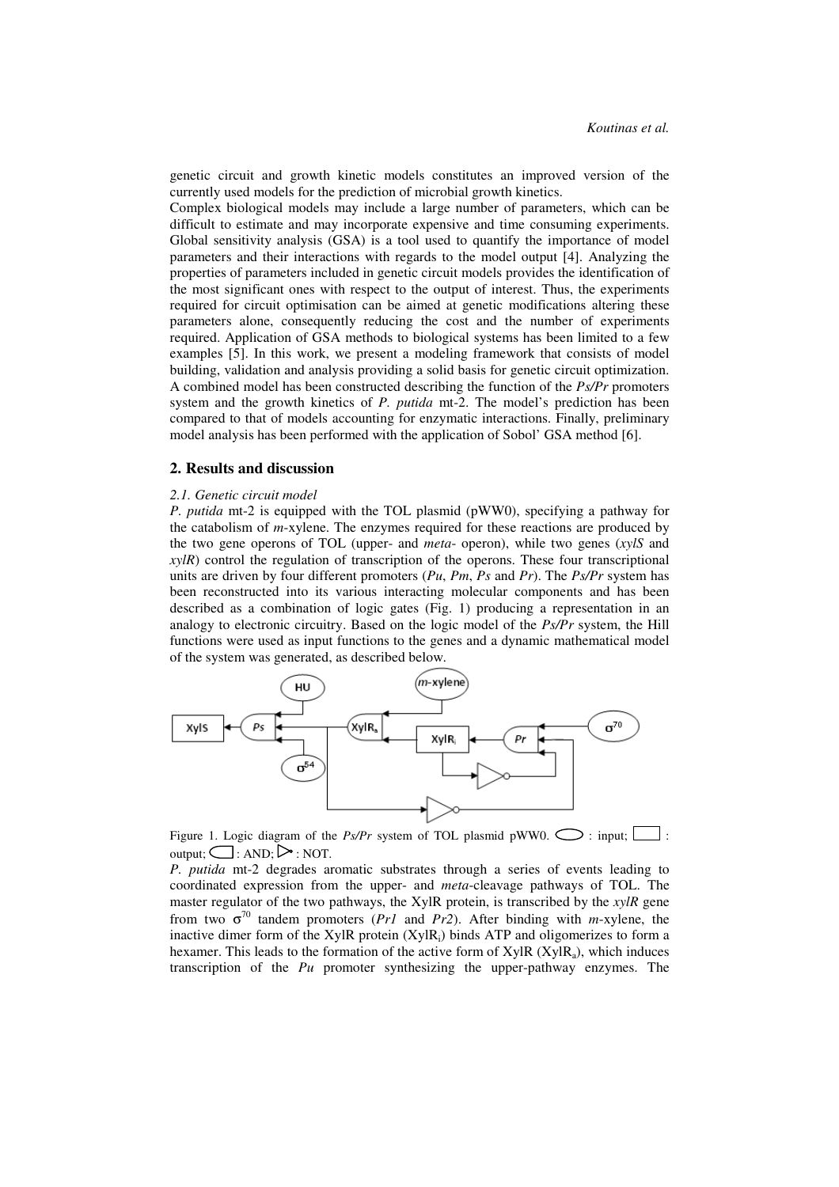genetic circuit and growth kinetic models constitutes an improved version of the currently used models for the prediction of microbial growth kinetics.

Complex biological models may include a large number of parameters, which can be difficult to estimate and may incorporate expensive and time consuming experiments. Global sensitivity analysis (GSA) is a tool used to quantify the importance of model parameters and their interactions with regards to the model output [4]. Analyzing the properties of parameters included in genetic circuit models provides the identification of the most significant ones with respect to the output of interest. Thus, the experiments required for circuit optimisation can be aimed at genetic modifications altering these parameters alone, consequently reducing the cost and the number of experiments required. Application of GSA methods to biological systems has been limited to a few examples [5]. In this work, we present a modeling framework that consists of model building, validation and analysis providing a solid basis for genetic circuit optimization. A combined model has been constructed describing the function of the *Ps/Pr* promoters system and the growth kinetics of *P. putida* mt-2. The model's prediction has been compared to that of models accounting for enzymatic interactions. Finally, preliminary model analysis has been performed with the application of Sobol' GSA method [6].

## 2. Results and discussion

### *2.1. Genetic circuit model*

*P. putida* mt-2 is equipped with the TOL plasmid (pWW0), specifying a pathway for the catabolism of *m*-xylene. The enzymes required for these reactions are produced by the two gene operons of TOL (upper- and *meta*- operon), while two genes (*xylS* and *xylR*) control the regulation of transcription of the operons. These four transcriptional units are driven by four different promoters (*Pu*, *Pm*, *Ps* and *Pr*). The *Ps/Pr* system has been reconstructed into its various interacting molecular components and has been described as a combination of logic gates (Fig. 1) producing a representation in an analogy to electronic circuitry. Based on the logic model of the *Ps/Pr* system, the Hill functions were used as input functions to the genes and a dynamic mathematical model of the system was generated, as described below.

Figure 1. Logic diagram of the *Ps/Pr* system of TOL plasmid pWW0. ⬭ : input; ▭ : output; ⊂⊐ : AND; ▷○ : NOT.

*P. putida* mt-2 degrades aromatic substrates through a series of events leading to coordinated expression from the upper- and *meta*-cleavage pathways of TOL. The master regulator of the two pathways, the XylR protein, is transcribed by the *xylR* gene from two $\sigma^{70}$ tandem promoters (*Pr1* and *Pr2*). After binding with *m*-xylene, the inactive dimer form of the XylR protein ($XylR_i$) binds ATP and oligomerizes to form a hexamer. This leads to the formation of the active form of XylR ($XylR_a$), which induces transcription of the *Pu* promoter synthesizing the upper-pathway enzymes. The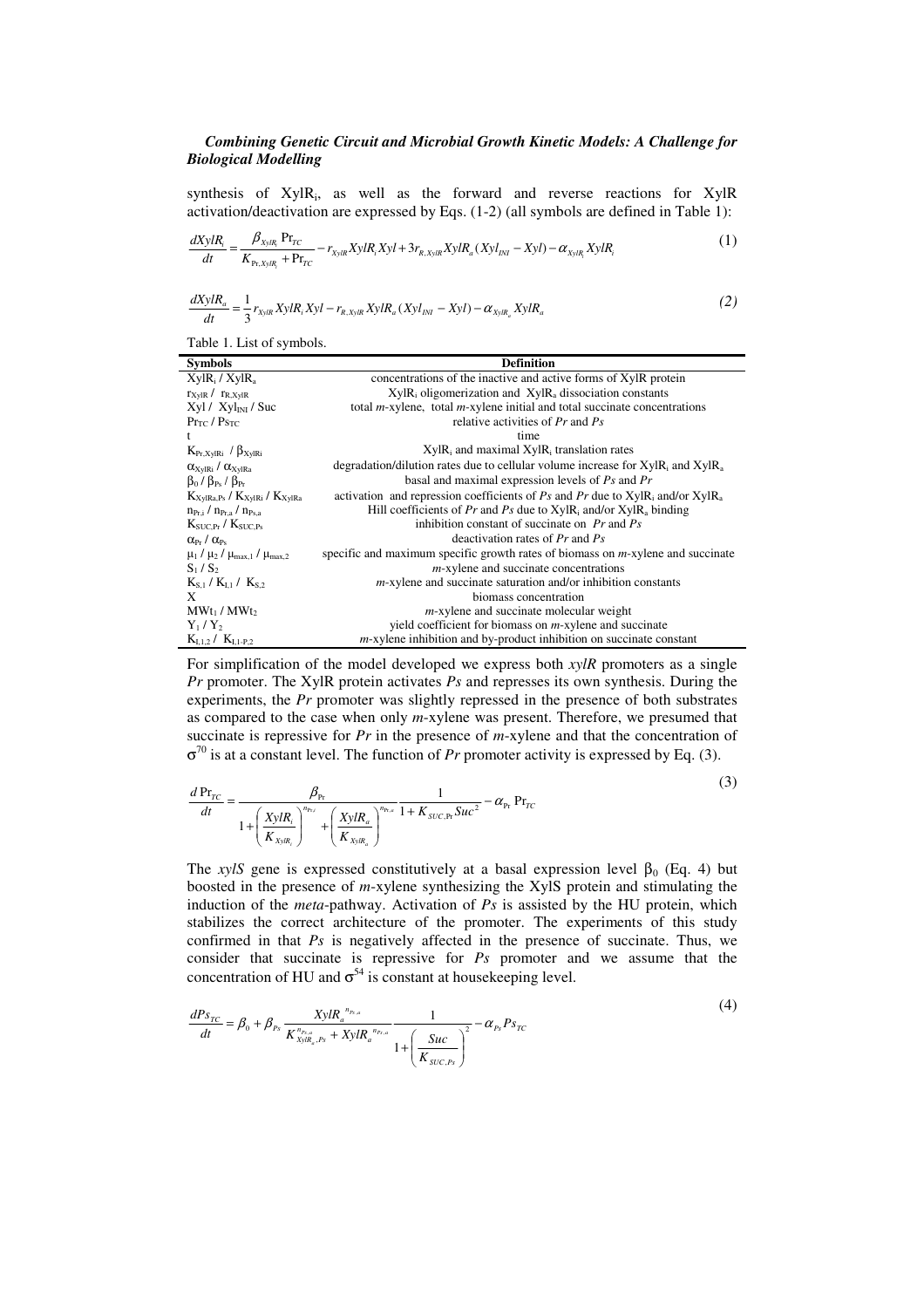synthesis of $XylR_i$, as well as the forward and reverse reactions for XylR activation/deactivation are expressed by Eqs. (1-2) (all symbols are defined in Table 1):

$$\frac{dXylR_i}{dt} = \frac{\beta_{XylR_i}\,\Pr_{TC}}{K_{\Pr,XylR_i} + \Pr_{TC}} - r_{XylR} XylR_i Xyl + 3 r_{R,XylR} XylR_a (Xyl_{INI} - Xyl) - \alpha_{XylR_i} XylR_i \tag{1}$$

$$\frac{dXylR_a}{dt} = \frac{1}{3} r_{XylR} XylR_i Xyl - r_{R,XylR} XylR_a (Xyl_{INI} - Xyl) - \alpha_{XylR_a} XylR_a \tag{2}$$

Table 1. List of symbols.

| Symbols | Definition |
|---|---|
| $XylR_i$ / $XylR_a$ | concentrations of the inactive and active forms of XylR protein |
| $r_{XylR}$ / $r_{R,XylR}$ | $XylR_i$ oligomerization and $XylR_a$ dissociation constants |
| $Xyl$ / $Xyl_{INI}$ / $Suc$ | total *m*-xylene, total *m*-xylene initial and total succinate concentrations |
| $Pr_{TC}$ / $Ps_{TC}$ | relative activities of *Pr* and *Ps* |
| t | time |
| $K_{Pr,XylRi}$ / $\beta_{XylRi}$ | $XylR_i$ and maximal $XylR_i$ translation rates |
| $\alpha_{XylRi}$ / $\alpha_{XylRa}$ | degradation/dilution rates due to cellular volume increase for $XylR_i$ and $XylR_a$ |
| $\beta_0$ / $\beta_{Ps}$ / $\beta_{Pr}$ | basal and maximal expression levels of *Ps* and *Pr* |
| $K_{XylRa,Ps}$ / $K_{XylRi}$ / $K_{XylRa}$ | activation and repression coefficients of *Ps* and *Pr* due to $XylR_i$ and/or $XylR_a$ |
| $n_{Pr,i}$ / $n_{Pr,a}$ / $n_{Ps,a}$ | Hill coefficients of *Pr* and *Ps* due to $XylR_i$ and/or $XylR_a$ binding |
| $K_{SUC,Pr}$ / $K_{SUC,Ps}$ | inhibition constant of succinate on *Pr* and *Ps* |
| $\alpha_{Pr}$ / $\alpha_{Ps}$ | deactivation rates of *Pr* and *Ps* |
| $\mu_1$ / $\mu_2$ / $\mu_{max,1}$ / $\mu_{max,2}$ | specific and maximum specific growth rates of biomass on *m*-xylene and succinate |
| $S_1$ / $S_2$ | *m*-xylene and succinate concentrations |
| $K_{S,1}$ / $K_{I,1}$ / $K_{S,2}$ | *m*-xylene and succinate saturation and/or inhibition constants |
| X | biomass concentration |
| $MWt_1$ / $MWt_2$ | *m*-xylene and succinate molecular weight |
| $Y_1$ / $Y_2$ | yield coefficient for biomass on *m*-xylene and succinate |
| $K_{I,1,2}$ / $K_{I,1\text{-}P,2}$ | *m*-xylene inhibition and by-product inhibition on succinate constant |

For simplification of the model developed we express both *xylR* promoters as a single *Pr* promoter. The XylR protein activates *Ps* and represses its own synthesis. During the experiments, the *Pr* promoter was slightly repressed in the presence of both substrates as compared to the case when only *m*-xylene was present. Therefore, we presumed that succinate is repressive for *Pr* in the presence of *m*-xylene and that the concentration of $\sigma^{70}$ is at a constant level. The function of *Pr* promoter activity is expressed by Eq. (3).

$$\frac{d\Pr_{TC}}{dt} = \frac{\beta_{\Pr}}{1 + \left(\dfrac{XylR_i}{K_{XylR_i}}\right)^{n_{\Pr,i}} + \left(\dfrac{XylR_a}{K_{XylR_a}}\right)^{n_{\Pr,a}}} \frac{1}{1 + K_{SUC,\Pr} Suc^2} - \alpha_{\Pr}\Pr_{TC} \tag{3}$$

The *xylS* gene is expressed constitutively at a basal expression level $\beta_0$ (Eq. 4) but boosted in the presence of *m*-xylene synthesizing the XylS protein and stimulating the induction of the *meta*-pathway. Activation of *Ps* is assisted by the HU protein, which stabilizes the correct architecture of the promoter. The experiments of this study confirmed in that *Ps* is negatively affected in the presence of succinate. Thus, we consider that succinate is repressive for *Ps* promoter and we assume that the concentration of HU and $\sigma^{54}$ is constant at housekeeping level.

$$\frac{dPs_{TC}}{dt} = \beta_0 + \beta_{Ps} \frac{XylR_a^{\,n_{Ps,a}}}{K_{XylR_a,Ps}^{\,n_{Ps,a}} + XylR_a^{\,n_{Ps,a}}} \frac{1}{1 + \left(\dfrac{Suc}{K_{SUC,Ps}}\right)^2} - \alpha_{Ps} Ps_{TC} \tag{4}$$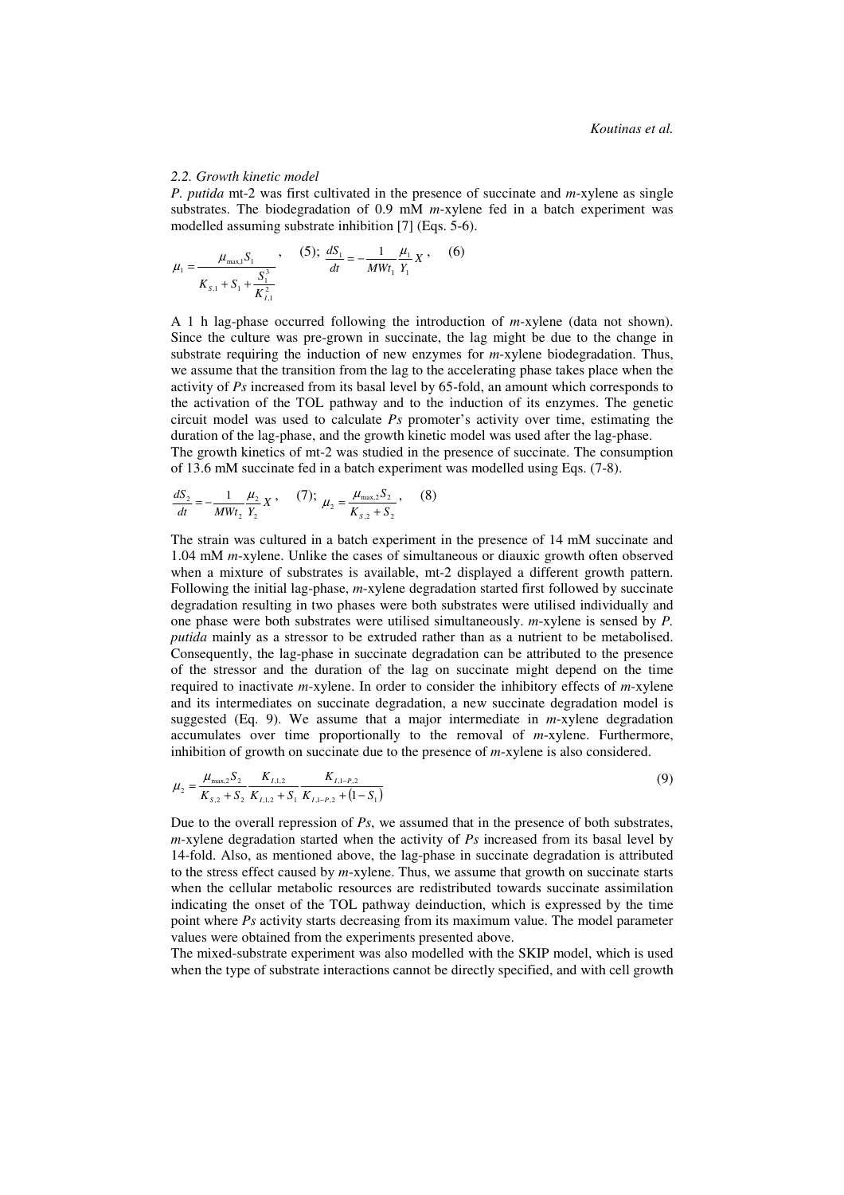### 2.2. Growth kinetic model

*P. putida* mt-2 was first cultivated in the presence of succinate and *m*-xylene as single substrates. The biodegradation of 0.9 mM *m*-xylene fed in a batch experiment was modelled assuming substrate inhibition [7] (Eqs. 5-6).

$$\mu_1 = \frac{\mu_{\max,1} S_1}{K_{S,1} + S_1 + \dfrac{S_1^3}{K_{I,1}^2}}, \quad (5); \quad \frac{dS_1}{dt} = -\frac{1}{MWt_1}\frac{\mu_1}{Y_1}X, \quad (6)$$

A 1 h lag-phase occurred following the introduction of *m*-xylene (data not shown). Since the culture was pre-grown in succinate, the lag might be due to the change in substrate requiring the induction of new enzymes for *m*-xylene biodegradation. Thus, we assume that the transition from the lag to the accelerating phase takes place when the activity of *Ps* increased from its basal level by 65-fold, an amount which corresponds to the activation of the TOL pathway and to the induction of its enzymes. The genetic circuit model was used to calculate *Ps* promoter's activity over time, estimating the duration of the lag-phase, and the growth kinetic model was used after the lag-phase.

The growth kinetics of mt-2 was studied in the presence of succinate. The consumption of 13.6 mM succinate fed in a batch experiment was modelled using Eqs. (7-8).

$$\frac{dS_2}{dt} = -\frac{1}{MWt_2}\frac{\mu_2}{Y_2}X, \quad (7); \quad \mu_2 = \frac{\mu_{\max,2} S_2}{K_{S,2} + S_2}, \quad (8)$$

The strain was cultured in a batch experiment in the presence of 14 mM succinate and 1.04 mM *m*-xylene. Unlike the cases of simultaneous or diauxic growth often observed when a mixture of substrates is available, mt-2 displayed a different growth pattern. Following the initial lag-phase, *m*-xylene degradation started first followed by succinate degradation resulting in two phases were both substrates were utilised individually and one phase were both substrates were utilised simultaneously. *m*-xylene is sensed by *P. putida* mainly as a stressor to be extruded rather than as a nutrient to be metabolised. Consequently, the lag-phase in succinate degradation can be attributed to the presence of the stressor and the duration of the lag on succinate might depend on the time required to inactivate *m*-xylene. In order to consider the inhibitory effects of *m*-xylene and its intermediates on succinate degradation, a new succinate degradation model is suggested (Eq. 9). We assume that a major intermediate in *m*-xylene degradation accumulates over time proportionally to the removal of *m*-xylene. Furthermore, inhibition of growth on succinate due to the presence of *m*-xylene is also considered.

$$\mu_2 = \frac{\mu_{\max,2} S_2}{K_{S,2} + S_2} \frac{K_{I,1,2}}{K_{I,1,2} + S_1} \frac{K_{I,1-P,2}}{K_{I,1-P,2} + (1 - S_1)} \quad (9)$$

Due to the overall repression of *Ps*, we assumed that in the presence of both substrates, *m*-xylene degradation started when the activity of *Ps* increased from its basal level by 14-fold. Also, as mentioned above, the lag-phase in succinate degradation is attributed to the stress effect caused by *m*-xylene. Thus, we assume that growth on succinate starts when the cellular metabolic resources are redistributed towards succinate assimilation indicating the onset of the TOL pathway deinduction, which is expressed by the time point where *Ps* activity starts decreasing from its maximum value. The model parameter values were obtained from the experiments presented above.

The mixed-substrate experiment was also modelled with the SKIP model, which is used when the type of substrate interactions cannot be directly specified, and with cell growth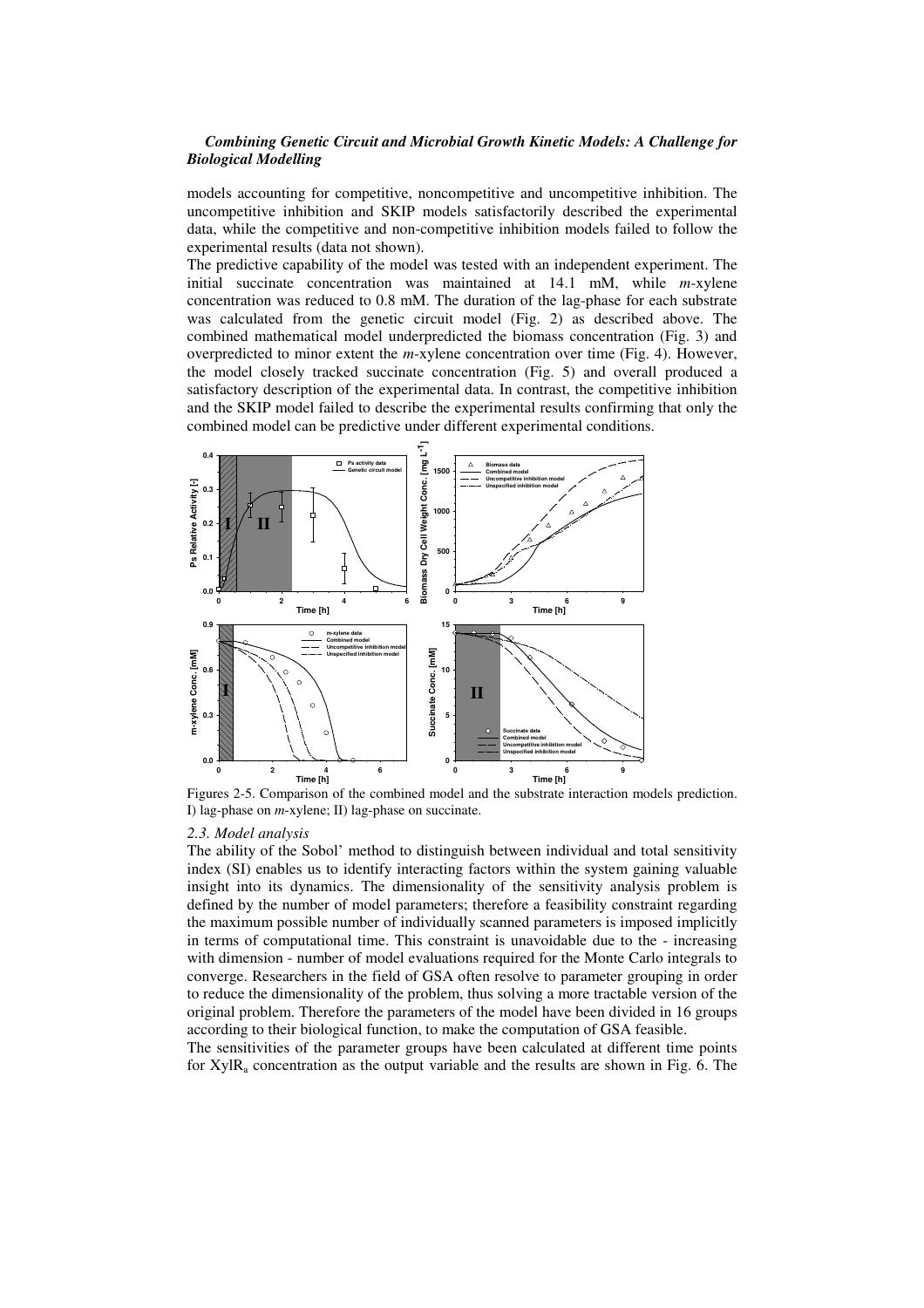models accounting for competitive, noncompetitive and uncompetitive inhibition. The uncompetitive inhibition and SKIP models satisfactorily described the experimental data, while the competitive and non-competitive inhibition models failed to follow the experimental results (data not shown).

The predictive capability of the model was tested with an independent experiment. The initial succinate concentration was maintained at 14.1 mM, while *m*-xylene concentration was reduced to 0.8 mM. The duration of the lag-phase for each substrate was calculated from the genetic circuit model (Fig. 2) as described above. The combined mathematical model underpredicted the biomass concentration (Fig. 3) and overpredicted to minor extent the *m*-xylene concentration over time (Fig. 4). However, the model closely tracked succinate concentration (Fig. 5) and overall produced a satisfactory description of the experimental data. In contrast, the competitive inhibition and the SKIP model failed to describe the experimental results confirming that only the combined model can be predictive under different experimental conditions.

Figures 2-5. Comparison of the combined model and the substrate interaction models prediction. I) lag-phase on *m*-xylene; II) lag-phase on succinate.

### *2.3. Model analysis*

The ability of the Sobol' method to distinguish between individual and total sensitivity index (SI) enables us to identify interacting factors within the system gaining valuable insight into its dynamics. The dimensionality of the sensitivity analysis problem is defined by the number of model parameters; therefore a feasibility constraint regarding the maximum possible number of individually scanned parameters is imposed implicitly in terms of computational time. This constraint is unavoidable due to the - increasing with dimension - number of model evaluations required for the Monte Carlo integrals to converge. Researchers in the field of GSA often resolve to parameter grouping in order to reduce the dimensionality of the problem, thus solving a more tractable version of the original problem. Therefore the parameters of the model have been divided in 16 groups according to their biological function, to make the computation of GSA feasible.

The sensitivities of the parameter groups have been calculated at different time points for $XylR_a$ concentration as the output variable and the results are shown in Fig. 6. The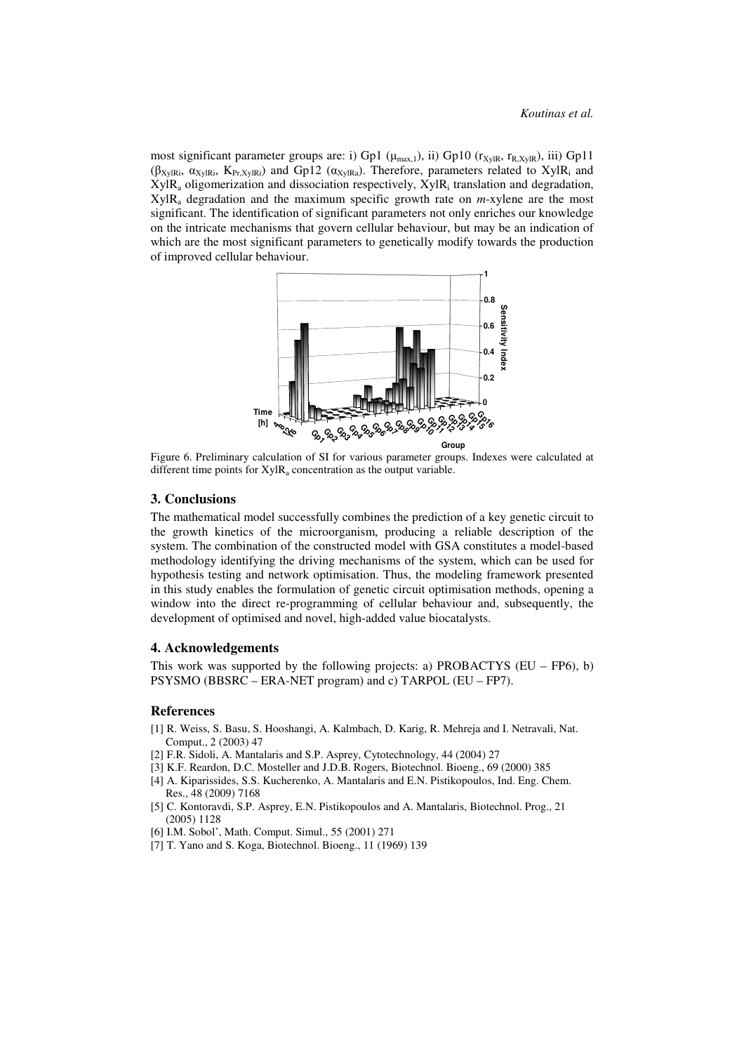most significant parameter groups are: i) Gp1 ($\mu_{max,1}$), ii) Gp10 ($r_{XylR}$, $r_{R,XylR}$), iii) Gp11 ($\beta_{XylRi}$, $\alpha_{XylRi}$, $K_{Pr,XylRi}$) and Gp12 ($\alpha_{XylRa}$). Therefore, parameters related to $XylR_i$ and $XylR_a$ oligomerization and dissociation respectively, $XylR_i$ translation and degradation, $XylR_a$ degradation and the maximum specific growth rate on *m*-xylene are the most significant. The identification of significant parameters not only enriches our knowledge on the intricate mechanisms that govern cellular behaviour, but may be an indication of which are the most significant parameters to genetically modify towards the production of improved cellular behaviour.

Time [h]
4
12
16
Gp1 Gp2 Gp3 Gp4 Gp5 Gp6 Gp7 Gp8 Gp9 Gp10 Gp11 Gp12 Gp13 Gp14 Gp15 Gp16
Group
0
0.2
0.4
0.6
0.8
1
Sensitivity Index

Figure 6. Preliminary calculation of SI for various parameter groups. Indexes were calculated at different time points for $XylR_a$ concentration as the output variable.

## 3. Conclusions

The mathematical model successfully combines the prediction of a key genetic circuit to the growth kinetics of the microorganism, producing a reliable description of the system. The combination of the constructed model with GSA constitutes a model-based methodology identifying the driving mechanisms of the system, which can be used for hypothesis testing and network optimisation. Thus, the modeling framework presented in this study enables the formulation of genetic circuit optimisation methods, opening a window into the direct re-programming of cellular behaviour and, subsequently, the development of optimised and novel, high-added value biocatalysts.

## 4. Acknowledgements

This work was supported by the following projects: a) PROBACTYS (EU – FP6), b) PSYSMO (BBSRC – ERA-NET program) and c) TARPOL (EU – FP7).

## References

[1] R. Weiss, S. Basu, S. Hooshangi, A. Kalmbach, D. Karig, R. Mehreja and I. Netravali, Nat. Comput., 2 (2003) 47

[2] F.R. Sidoli, A. Mantalaris and S.P. Asprey, Cytotechnology, 44 (2004) 27

[3] K.F. Reardon, D.C. Mosteller and J.D.B. Rogers, Biotechnol. Bioeng., 69 (2000) 385

[4] A. Kiparissides, S.S. Kucherenko, A. Mantalaris and E.N. Pistikopoulos, Ind. Eng. Chem. Res., 48 (2009) 7168

[5] C. Kontoravdi, S.P. Asprey, E.N. Pistikopoulos and A. Mantalaris, Biotechnol. Prog., 21 (2005) 1128

[6] I.M. Sobol', Math. Comput. Simul., 55 (2001) 271

[7] T. Yano and S. Koga, Biotechnol. Bioeng., 11 (1969) 139